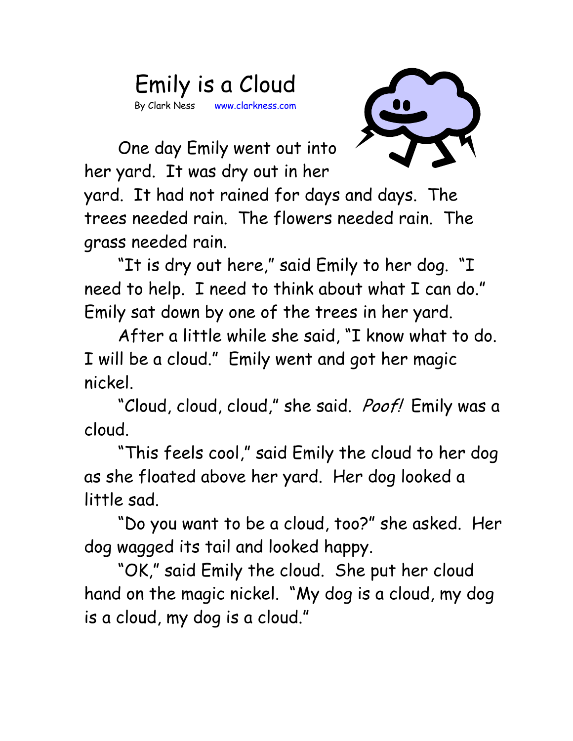# Emily is a Cloud

By Clark Ness www.clarkness.com

One day Emily went out into her yard. It was dry out in her yard. It had not rained for days and days. The trees needed rain. The flowers needed rain. The grass needed rain.

"It is dry out here," said Emily to her dog. "I need to help. I need to think about what I can do." Emily sat down by one of the trees in her yard.

After a little while she said, "I know what to do. I will be a cloud." Emily went and got her magic nickel.

"Cloud, cloud, cloud," she said. *Poof!* Emily was a cloud.

"This feels cool," said Emily the cloud to her dog as she floated above her yard. Her dog looked a little sad.

"Do you want to be a cloud, too?" she asked. Her dog wagged its tail and looked happy.

"OK," said Emily the cloud. She put her cloud hand on the magic nickel. "My dog is a cloud, my dog is a cloud, my dog is a cloud."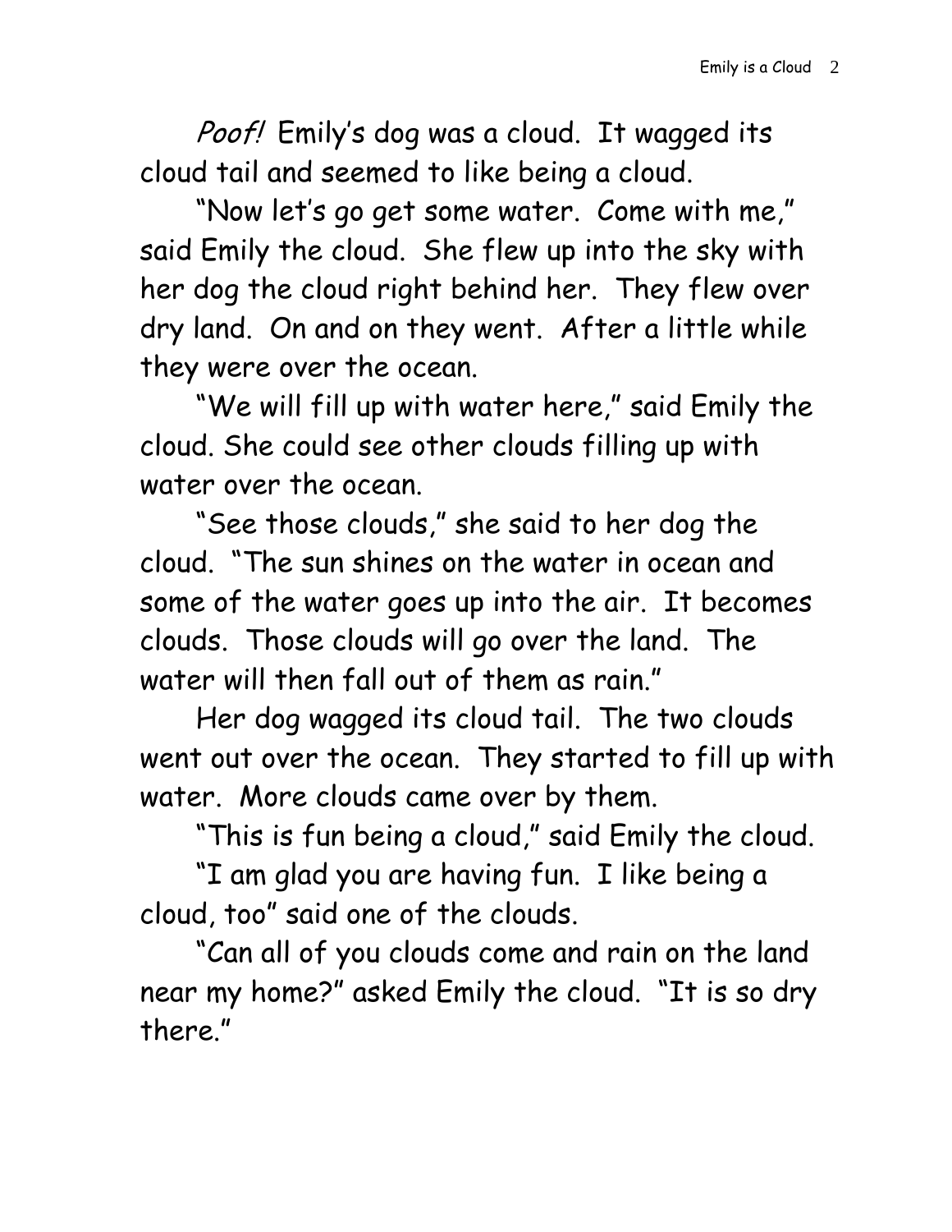*Poof!* Emily's dog was a cloud. It wagged its cloud tail and seemed to like being a cloud.

"Now let's go get some water. Come with me," said Emily the cloud. She flew up into the sky with her dog the cloud right behind her. They flew over dry land. On and on they went. After a little while they were over the ocean.

"We will fill up with water here," said Emily the cloud. She could see other clouds filling up with water over the ocean.

"See those clouds," she said to her dog the cloud. "The sun shines on the water in ocean and some of the water goes up into the air. It becomes clouds. Those clouds will go over the land. The water will then fall out of them as rain."

Her dog wagged its cloud tail. The two clouds went out over the ocean. They started to fill up with water. More clouds came over by them.

"This is fun being a cloud," said Emily the cloud.

"I am glad you are having fun. I like being a cloud, too" said one of the clouds.

"Can all of you clouds come and rain on the land near my home?" asked Emily the cloud. "It is so dry there."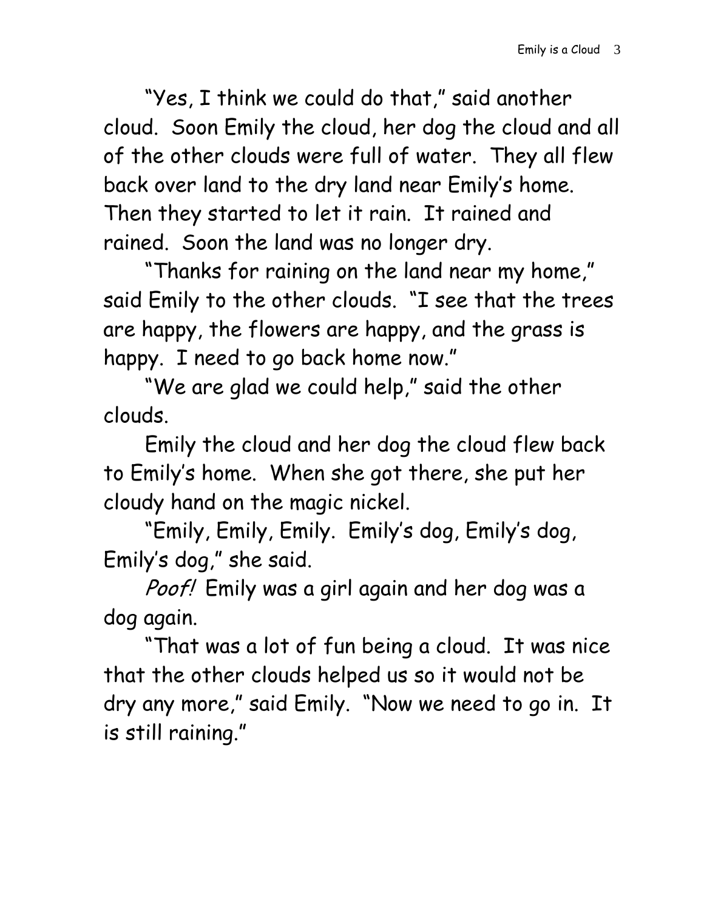"Yes, I think we could do that," said another cloud. Soon Emily the cloud, her dog the cloud and all of the other clouds were full of water. They all flew back over land to the dry land near Emily's home. Then they started to let it rain. It rained and rained. Soon the land was no longer dry.

"Thanks for raining on the land near my home," said Emily to the other clouds. "I see that the trees are happy, the flowers are happy, and the grass is happy. I need to go back home now."

"We are glad we could help," said the other clouds.

Emily the cloud and her dog the cloud flew back to Emily's home. When she got there, she put her cloudy hand on the magic nickel.

"Emily, Emily, Emily. Emily's dog, Emily's dog, Emily's dog," she said.

*Poof!* Emily was a girl again and her dog was a dog again.

"That was a lot of fun being a cloud. It was nice that the other clouds helped us so it would not be dry any more," said Emily. "Now we need to go in. It is still raining."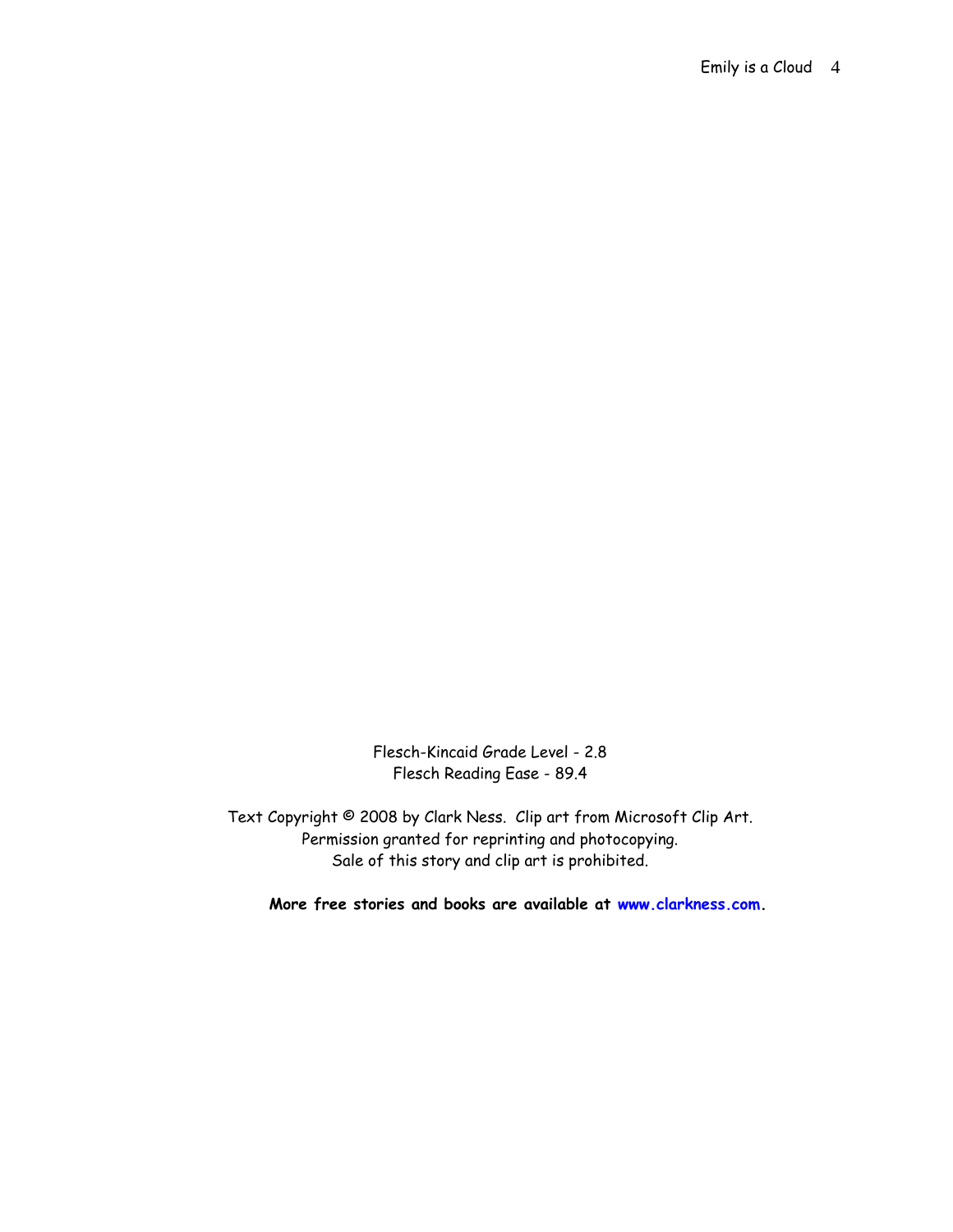Flesch-Kincaid Grade Level - 2.8
Flesch Reading Ease - 89.4

Text Copyright © 2008 by Clark Ness. Clip art from Microsoft Clip Art.
Permission granted for reprinting and photocopying.
Sale of this story and clip art is prohibited.

**More free stories and books are available at www.clarkness.com.**